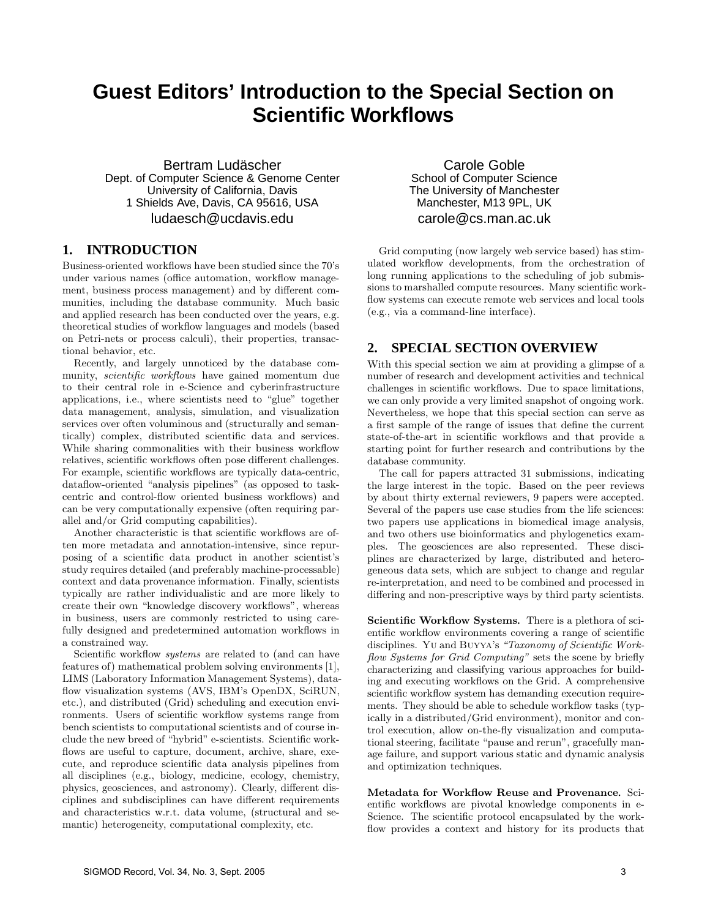# Guest Editors' Introduction to the Special Section on Scientific Workflows

Bertram Ludäscher
Dept. of Computer Science & Genome Center
University of California, Davis
1 Shields Ave, Davis, CA 95616, USA
ludaesch@ucdavis.edu

Carole Goble
School of Computer Science
The University of Manchester
Manchester, M13 9PL, UK
carole@cs.man.ac.uk

## 1. INTRODUCTION

Business-oriented workflows have been studied since the 70's under various names (office automation, workflow management, business process management) and by different communities, including the database community. Much basic and applied research has been conducted over the years, e.g. theoretical studies of workflow languages and models (based on Petri-nets or process calculi), their properties, transactional behavior, etc.

Recently, and largely unnoticed by the database community, *scientific workflows* have gained momentum due to their central role in e-Science and cyberinfrastructure applications, i.e., where scientists need to "glue" together data management, analysis, simulation, and visualization services over often voluminous and (structurally and semantically) complex, distributed scientific data and services. While sharing commonalities with their business workflow relatives, scientific workflows often pose different challenges. For example, scientific workflows are typically data-centric, dataflow-oriented "analysis pipelines" (as opposed to task-centric and control-flow oriented business workflows) and can be very computationally expensive (often requiring parallel and/or Grid computing capabilities).

Another characteristic is that scientific workflows are often more metadata and annotation-intensive, since repurposing of a scientific data product in another scientist's study requires detailed (and preferably machine-processable) context and data provenance information. Finally, scientists typically are rather individualistic and are more likely to create their own "knowledge discovery workflows", whereas in business, users are commonly restricted to using carefully designed and predetermined automation workflows in a constrained way.

Scientific workflow *systems* are related to (and can have features of) mathematical problem solving environments [1], LIMS (Laboratory Information Management Systems), dataflow visualization systems (AVS, IBM's OpenDX, SciRUN, etc.), and distributed (Grid) scheduling and execution environments. Users of scientific workflow systems range from bench scientists to computational scientists and of course include the new breed of "hybrid" e-scientists. Scientific workflows are useful to capture, document, archive, share, execute, and reproduce scientific data analysis pipelines from all disciplines (e.g., biology, medicine, ecology, chemistry, physics, geosciences, and astronomy). Clearly, different disciplines and subdisciplines can have different requirements and characteristics w.r.t. data volume, (structural and semantic) heterogeneity, computational complexity, etc.

Grid computing (now largely web service based) has stimulated workflow developments, from the orchestration of long running applications to the scheduling of job submissions to marshalled compute resources. Many scientific workflow systems can execute remote web services and local tools (e.g., via a command-line interface).

## 2. SPECIAL SECTION OVERVIEW

With this special section we aim at providing a glimpse of a number of research and development activities and technical challenges in scientific workflows. Due to space limitations, we can only provide a very limited snapshot of ongoing work. Nevertheless, we hope that this special section can serve as a first sample of the range of issues that define the current state-of-the-art in scientific workflows and that provide a starting point for further research and contributions by the database community.

The call for papers attracted 31 submissions, indicating the large interest in the topic. Based on the peer reviews by about thirty external reviewers, 9 papers were accepted. Several of the papers use case studies from the life sciences: two papers use applications in biomedical image analysis, and two others use bioinformatics and phylogenetics examples. The geosciences are also represented. These disciplines are characterized by large, distributed and heterogeneous data sets, which are subject to change and regular re-interpretation, and need to be combined and processed in differing and non-prescriptive ways by third party scientists.

**Scientific Workflow Systems.** There is a plethora of scientific workflow environments covering a range of scientific disciplines. Yu and Buyya's *"Taxonomy of Scientific Workflow Systems for Grid Computing"* sets the scene by briefly characterizing and classifying various approaches for building and executing workflows on the Grid. A comprehensive scientific workflow system has demanding execution requirements. They should be able to schedule workflow tasks (typically in a distributed/Grid environment), monitor and control execution, allow on-the-fly visualization and computational steering, facilitate "pause and rerun", gracefully manage failure, and support various static and dynamic analysis and optimization techniques.

**Metadata for Workflow Reuse and Provenance.** Scientific workflows are pivotal knowledge components in e-Science. The scientific protocol encapsulated by the workflow provides a context and history for its products that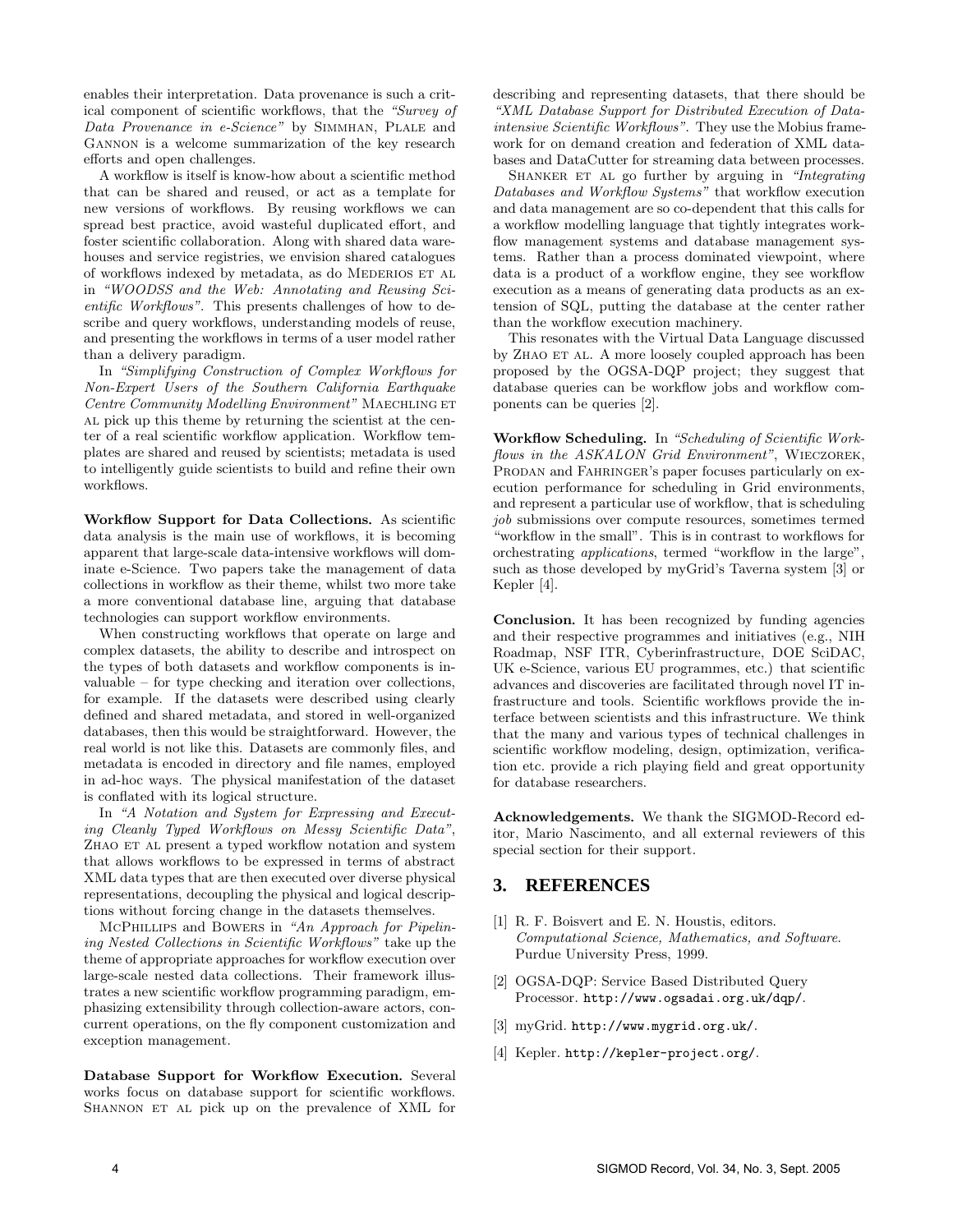enables their interpretation. Data provenance is such a critical component of scientific workflows, that the *"Survey of Data Provenance in e-Science"* by Simmhan, Plale and Gannon is a welcome summarization of the key research efforts and open challenges.

A workflow is itself is know-how about a scientific method that can be shared and reused, or act as a template for new versions of workflows. By reusing workflows we can spread best practice, avoid wasteful duplicated effort, and foster scientific collaboration. Along with shared data warehouses and service registries, we envision shared catalogues of workflows indexed by metadata, as do Mederios et al in *"WOODSS and the Web: Annotating and Reusing Scientific Workflows"*. This presents challenges of how to describe and query workflows, understanding models of reuse, and presenting the workflows in terms of a user model rather than a delivery paradigm.

In *"Simplifying Construction of Complex Workflows for Non-Expert Users of the Southern California Earthquake Centre Community Modelling Environment"* Maechling et al pick up this theme by returning the scientist at the center of a real scientific workflow application. Workflow templates are shared and reused by scientists; metadata is used to intelligently guide scientists to build and refine their own workflows.

**Workflow Support for Data Collections.** As scientific data analysis is the main use of workflows, it is becoming apparent that large-scale data-intensive workflows will dominate e-Science. Two papers take the management of data collections in workflow as their theme, whilst two more take a more conventional database line, arguing that database technologies can support workflow environments.

When constructing workflows that operate on large and complex datasets, the ability to describe and introspect on the types of both datasets and workflow components is invaluable – for type checking and iteration over collections, for example. If the datasets were described using clearly defined and shared metadata, and stored in well-organized databases, then this would be straightforward. However, the real world is not like this. Datasets are commonly files, and metadata is encoded in directory and file names, employed in ad-hoc ways. The physical manifestation of the dataset is conflated with its logical structure.

In *"A Notation and System for Expressing and Executing Cleanly Typed Workflows on Messy Scientific Data"*, Zhao et al present a typed workflow notation and system that allows workflows to be expressed in terms of abstract XML data types that are then executed over diverse physical representations, decoupling the physical and logical descriptions without forcing change in the datasets themselves.

McPhillips and Bowers in *"An Approach for Pipelining Nested Collections in Scientific Workflows"* take up the theme of appropriate approaches for workflow execution over large-scale nested data collections. Their framework illustrates a new scientific workflow programming paradigm, emphasizing extensibility through collection-aware actors, concurrent operations, on the fly component customization and exception management.

**Database Support for Workflow Execution.** Several works focus on database support for scientific workflows. Shannon et al pick up on the prevalence of XML for describing and representing datasets, that there should be *"XML Database Support for Distributed Execution of Data-intensive Scientific Workflows"*. They use the Mobius framework for on demand creation and federation of XML databases and DataCutter for streaming data between processes.

Shanker et al go further by arguing in *"Integrating Databases and Workflow Systems"* that workflow execution and data management are so co-dependent that this calls for a workflow modelling language that tightly integrates workflow management systems and database management systems. Rather than a process dominated viewpoint, where data is a product of a workflow engine, they see workflow execution as a means of generating data products as an extension of SQL, putting the database at the center rather than the workflow execution machinery.

This resonates with the Virtual Data Language discussed by Zhao et al. A more loosely coupled approach has been proposed by the OGSA-DQP project; they suggest that database queries can be workflow jobs and workflow components can be queries [2].

**Workflow Scheduling.** In *"Scheduling of Scientific Workflows in the ASKALON Grid Environment"*, Wieczorek, Prodan and Fahringer's paper focuses particularly on execution performance for scheduling in Grid environments, and represent a particular use of workflow, that is scheduling *job* submissions over compute resources, sometimes termed "workflow in the small". This is in contrast to workflows for orchestrating *applications*, termed "workflow in the large", such as those developed by myGrid's Taverna system [3] or Kepler [4].

**Conclusion.** It has been recognized by funding agencies and their respective programmes and initiatives (e.g., NIH Roadmap, NSF ITR, Cyberinfrastructure, DOE SciDAC, UK e-Science, various EU programmes, etc.) that scientific advances and discoveries are facilitated through novel IT infrastructure and tools. Scientific workflows provide the interface between scientists and this infrastructure. We think that the many and various types of technical challenges in scientific workflow modeling, design, optimization, verification etc. provide a rich playing field and great opportunity for database researchers.

**Acknowledgements.** We thank the SIGMOD-Record editor, Mario Nascimento, and all external reviewers of this special section for their support.

## 3. REFERENCES

[1] R. F. Boisvert and E. N. Houstis, editors. *Computational Science, Mathematics, and Software*. Purdue University Press, 1999.

[2] OGSA-DQP: Service Based Distributed Query Processor. `http://www.ogsadai.org.uk/dqp/`.

[3] myGrid. `http://www.mygrid.org.uk/`.

[4] Kepler. `http://kepler-project.org/`.